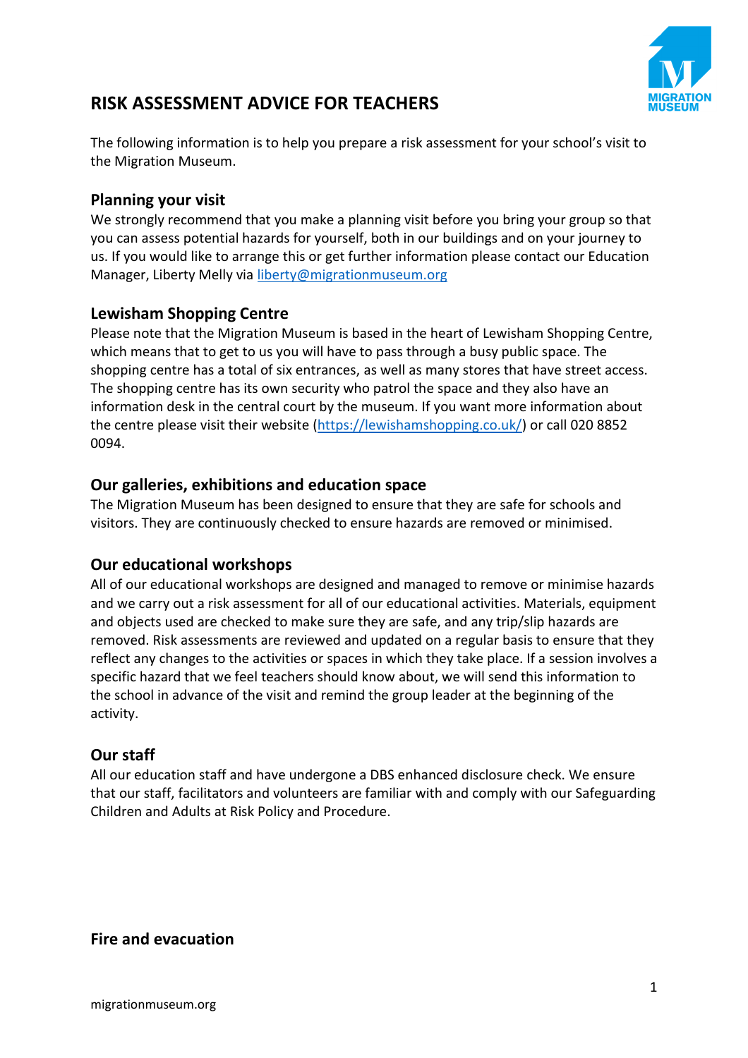# RISK ASSESSMENT ADVICE FOR TEACHERS

The following information is to help you prepare a risk assessment for your school's visit to the Migration Museum.

## Planning your visit

We strongly recommend that you make a planning visit before you bring your group so that you can assess potential hazards for yourself, both in our buildings and on your journey to us. If you would like to arrange this or get further information please contact our Education Manager, Liberty Melly via [liberty@migrationmuseum.org](mailto:liberty@migrationmuseum.org)

## Lewisham Shopping Centre

Please note that the Migration Museum is based in the heart of Lewisham Shopping Centre, which means that to get to us you will have to pass through a busy public space. The shopping centre has a total of six entrances, as well as many stores that have street access. The shopping centre has its own security who patrol the space and they also have an information desk in the central court by the museum. If you want more information about the centre please visit their website ([https://lewishamshopping.co.uk/](https://lewishamshopping.co.uk/)) or call 020 8852 0094.

## Our galleries, exhibitions and education space

The Migration Museum has been designed to ensure that they are safe for schools and visitors. They are continuously checked to ensure hazards are removed or minimised.

## Our educational workshops

All of our educational workshops are designed and managed to remove or minimise hazards and we carry out a risk assessment for all of our educational activities. Materials, equipment and objects used are checked to make sure they are safe, and any trip/slip hazards are removed. Risk assessments are reviewed and updated on a regular basis to ensure that they reflect any changes to the activities or spaces in which they take place. If a session involves a specific hazard that we feel teachers should know about, we will send this information to the school in advance of the visit and remind the group leader at the beginning of the activity.

## Our staff

All our education staff and have undergone a DBS enhanced disclosure check. We ensure that our staff, facilitators and volunteers are familiar with and comply with our Safeguarding Children and Adults at Risk Policy and Procedure.

## Fire and evacuation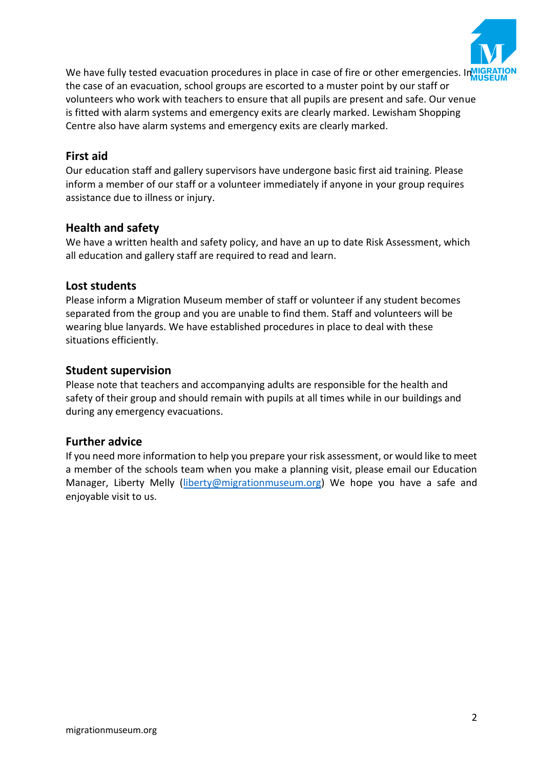We have fully tested evacuation procedures in place in case of fire or other emergencies. In the case of an evacuation, school groups are escorted to a muster point by our staff or volunteers who work with teachers to ensure that all pupils are present and safe. Our venue is fitted with alarm systems and emergency exits are clearly marked. Lewisham Shopping Centre also have alarm systems and emergency exits are clearly marked.

### First aid

Our education staff and gallery supervisors have undergone basic first aid training. Please inform a member of our staff or a volunteer immediately if anyone in your group requires assistance due to illness or injury.

### Health and safety

We have a written health and safety policy, and have an up to date Risk Assessment, which all education and gallery staff are required to read and learn.

### Lost students

Please inform a Migration Museum member of staff or volunteer if any student becomes separated from the group and you are unable to find them. Staff and volunteers will be wearing blue lanyards. We have established procedures in place to deal with these situations efficiently.

### Student supervision

Please note that teachers and accompanying adults are responsible for the health and safety of their group and should remain with pupils at all times while in our buildings and during any emergency evacuations.

### Further advice

If you need more information to help you prepare your risk assessment, or would like to meet a member of the schools team when you make a planning visit, please email our Education Manager, Liberty Melly ([liberty@migrationmuseum.org](mailto:liberty@migrationmuseum.org)) We hope you have a safe and enjoyable visit to us.